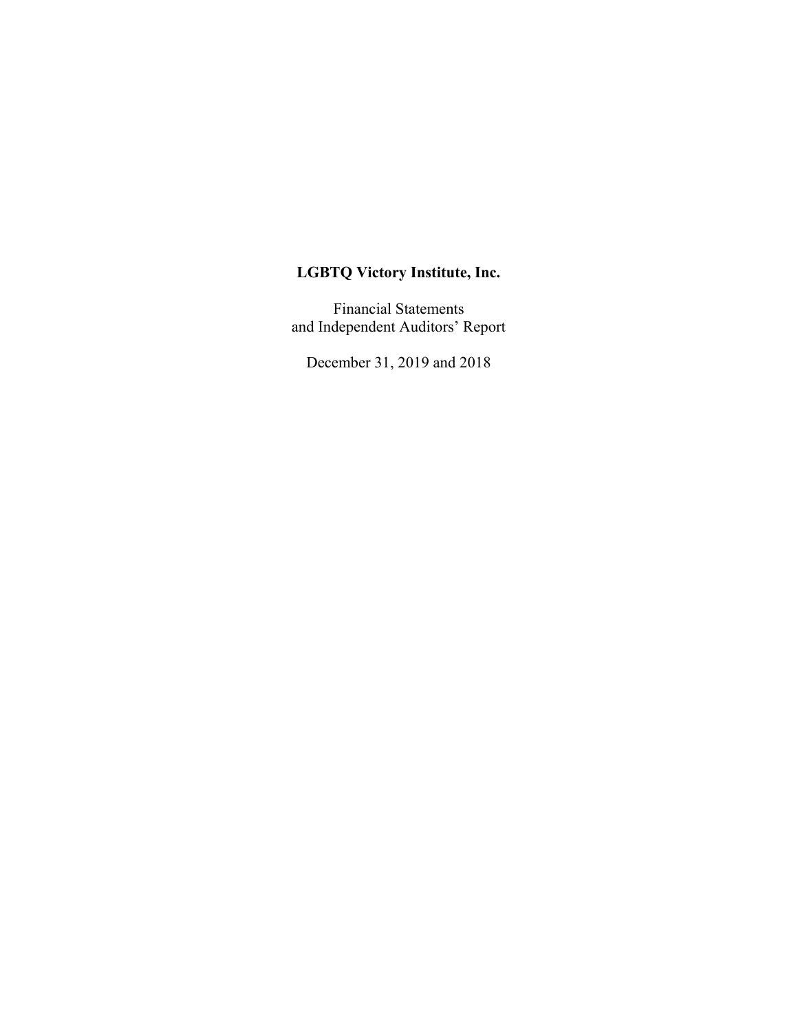**LGBTQ Victory Institute, Inc.**

Financial Statements
and Independent Auditors' Report

December 31, 2019 and 2018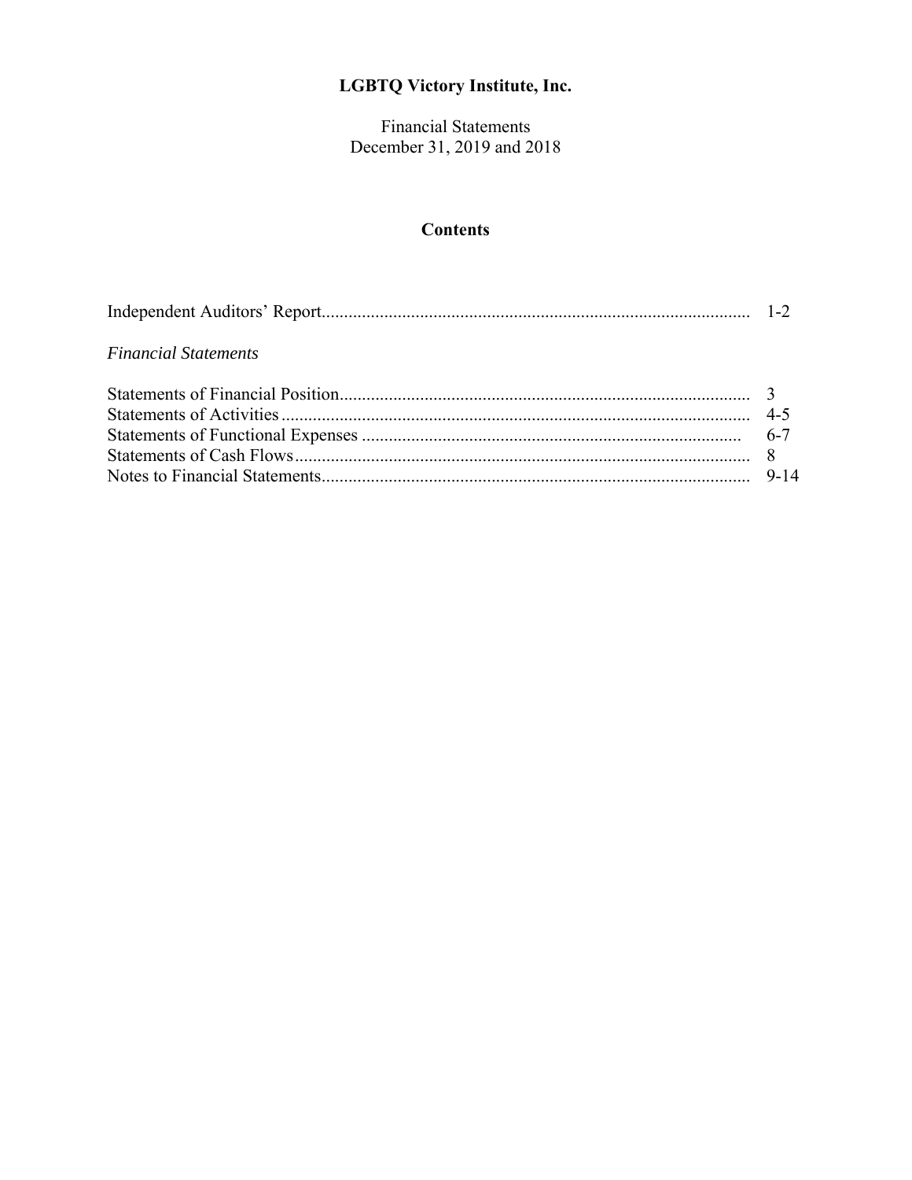# LGBTQ Victory Institute, Inc.

Financial Statements
December 31, 2019 and 2018

## Contents

| | |
|---|---|
| Independent Auditors' Report | 1-2 |
| *Financial Statements* | |
| Statements of Financial Position | 3 |
| Statements of Activities | 4-5 |
| Statements of Functional Expenses | 6-7 |
| Statements of Cash Flows | 8 |
| Notes to Financial Statements | 9-14 |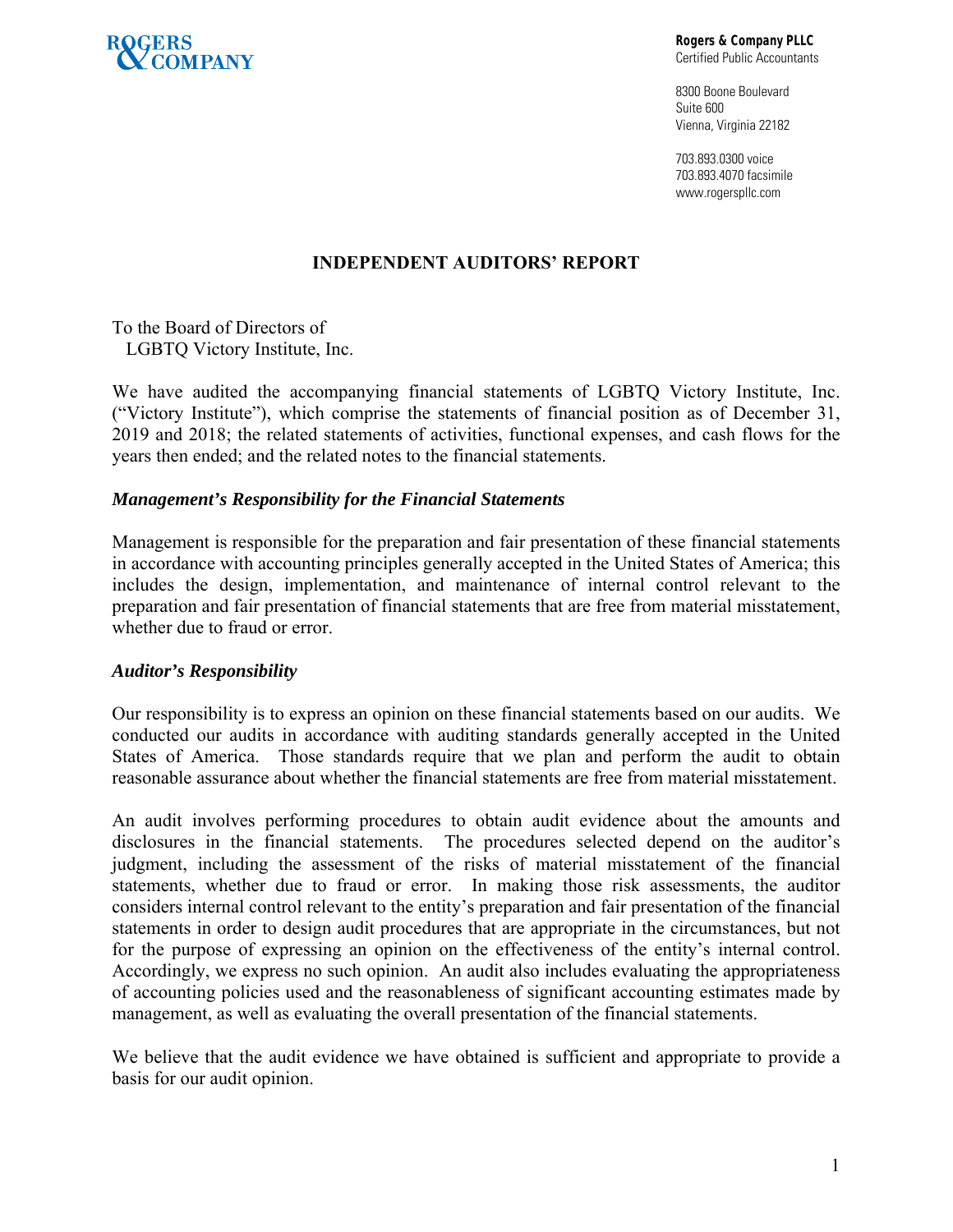ROGERS & COMPANY

**Rogers & Company PLLC**
Certified Public Accountants

8300 Boone Boulevard
Suite 600
Vienna, Virginia 22182

703.893.0300 voice
703.893.4070 facsimile
www.rogerspllc.com

## INDEPENDENT AUDITORS' REPORT

To the Board of Directors of
LGBTQ Victory Institute, Inc.

We have audited the accompanying financial statements of LGBTQ Victory Institute, Inc. ("Victory Institute"), which comprise the statements of financial position as of December 31, 2019 and 2018; the related statements of activities, functional expenses, and cash flows for the years then ended; and the related notes to the financial statements.

### *Management's Responsibility for the Financial Statements*

Management is responsible for the preparation and fair presentation of these financial statements in accordance with accounting principles generally accepted in the United States of America; this includes the design, implementation, and maintenance of internal control relevant to the preparation and fair presentation of financial statements that are free from material misstatement, whether due to fraud or error.

### *Auditor's Responsibility*

Our responsibility is to express an opinion on these financial statements based on our audits. We conducted our audits in accordance with auditing standards generally accepted in the United States of America. Those standards require that we plan and perform the audit to obtain reasonable assurance about whether the financial statements are free from material misstatement.

An audit involves performing procedures to obtain audit evidence about the amounts and disclosures in the financial statements. The procedures selected depend on the auditor's judgment, including the assessment of the risks of material misstatement of the financial statements, whether due to fraud or error. In making those risk assessments, the auditor considers internal control relevant to the entity's preparation and fair presentation of the financial statements in order to design audit procedures that are appropriate in the circumstances, but not for the purpose of expressing an opinion on the effectiveness of the entity's internal control. Accordingly, we express no such opinion. An audit also includes evaluating the appropriateness of accounting policies used and the reasonableness of significant accounting estimates made by management, as well as evaluating the overall presentation of the financial statements.

We believe that the audit evidence we have obtained is sufficient and appropriate to provide a basis for our audit opinion.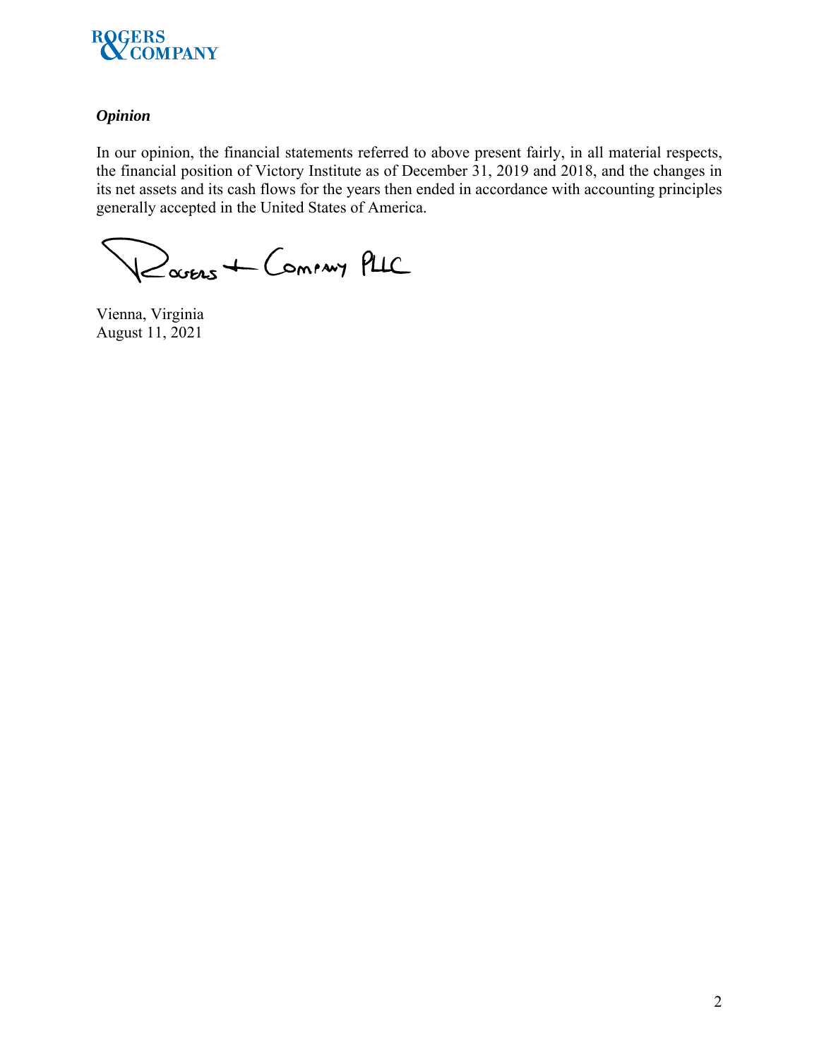### *Opinion*

In our opinion, the financial statements referred to above present fairly, in all material respects, the financial position of Victory Institute as of December 31, 2019 and 2018, and the changes in its net assets and its cash flows for the years then ended in accordance with accounting principles generally accepted in the United States of America.

Rogers + Company PLLC

Vienna, Virginia
August 11, 2021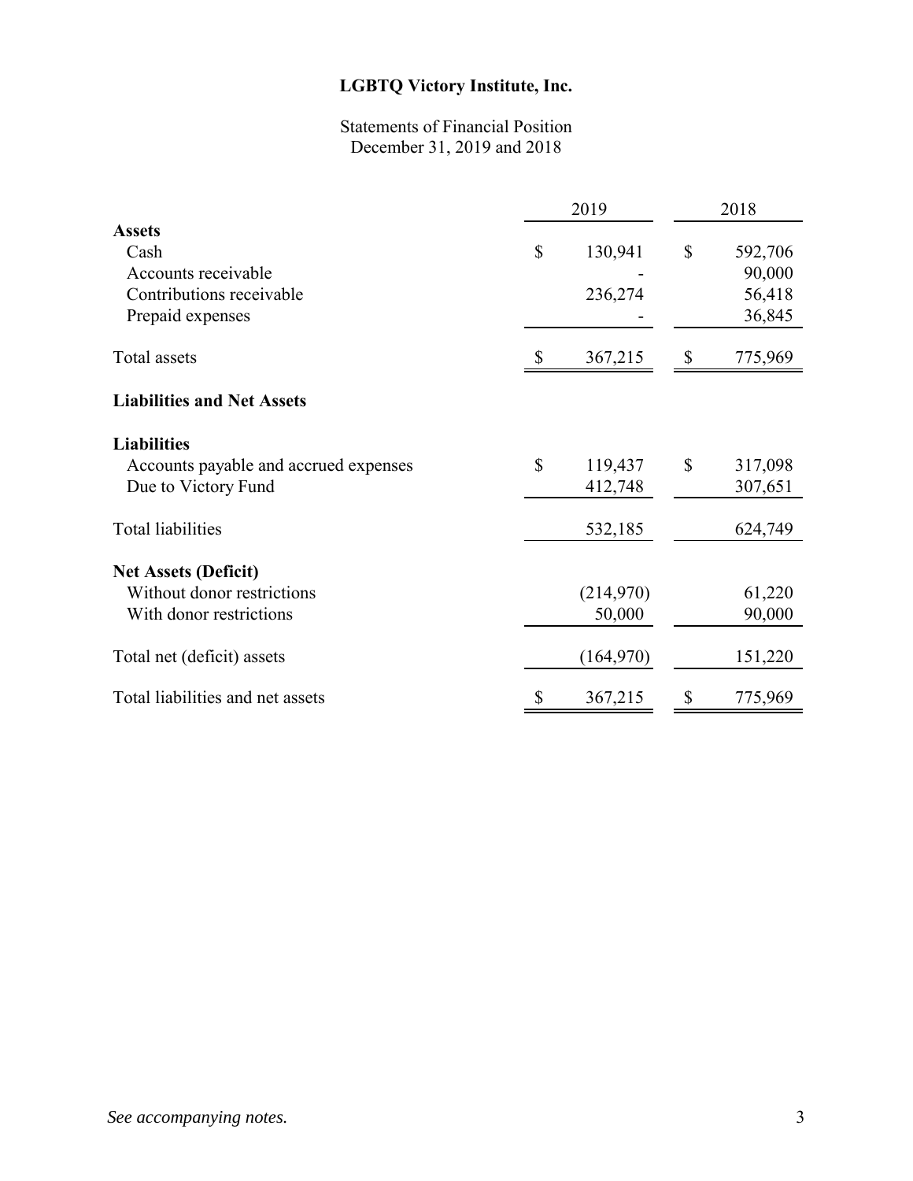# LGBTQ Victory Institute, Inc.

Statements of Financial Position
December 31, 2019 and 2018

| | 2019 | 2018 |
|---|---|---|
| **Assets** | | |
| Cash | $ 130,941 | $ 592,706 |
| Accounts receivable | - | 90,000 |
| Contributions receivable | 236,274 | 56,418 |
| Prepaid expenses | - | 36,845 |
| Total assets | $ 367,215 | $ 775,969 |
| **Liabilities and Net Assets** | | |
| **Liabilities** | | |
| Accounts payable and accrued expenses | $ 119,437 | $ 317,098 |
| Due to Victory Fund | 412,748 | 307,651 |
| Total liabilities | 532,185 | 624,749 |
| **Net Assets (Deficit)** | | |
| Without donor restrictions | (214,970) | 61,220 |
| With donor restrictions | 50,000 | 90,000 |
| Total net (deficit) assets | (164,970) | 151,220 |
| Total liabilities and net assets | $ 367,215 | $ 775,969 |

*See accompanying notes.*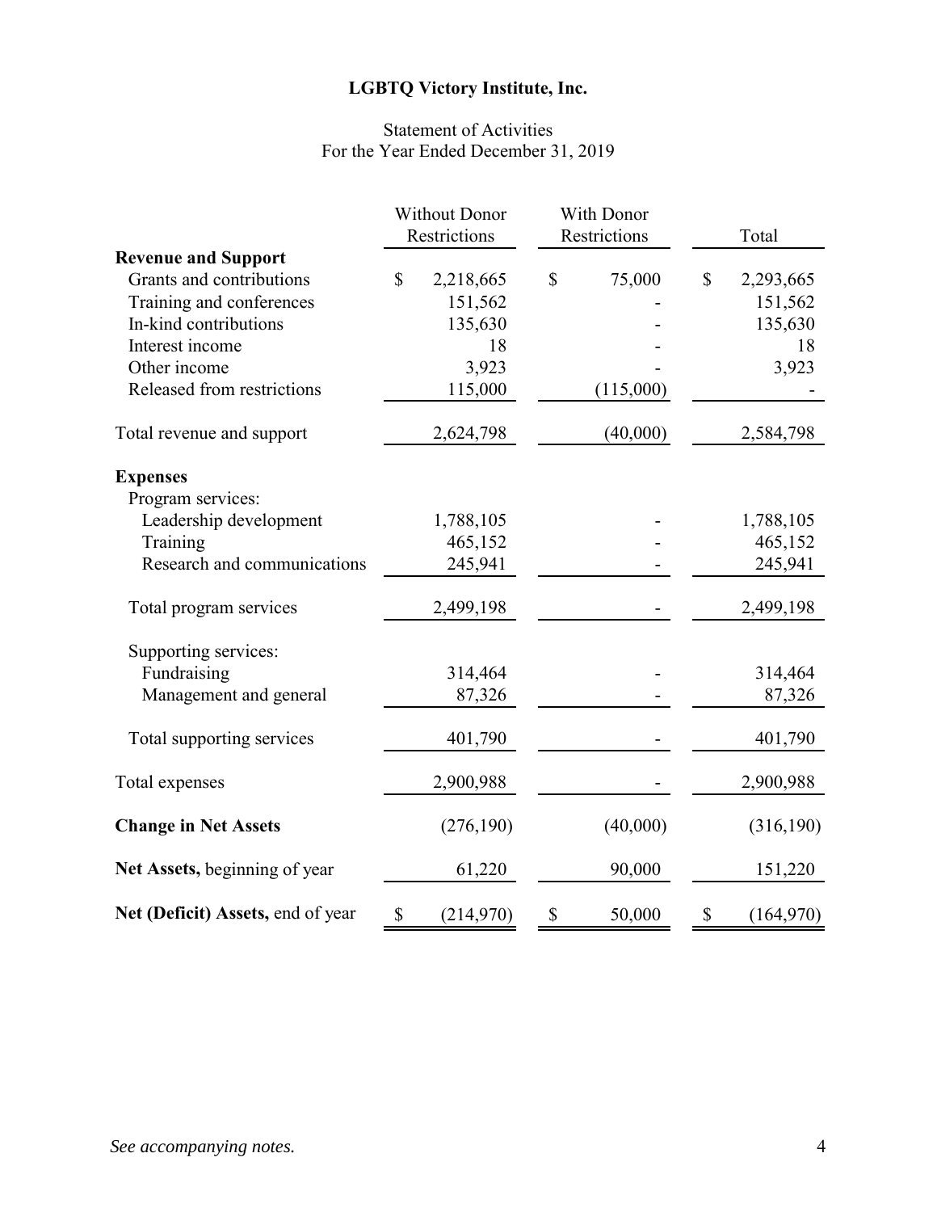# LGBTQ Victory Institute, Inc.

Statement of Activities
For the Year Ended December 31, 2019

| | Without Donor Restrictions | With Donor Restrictions | Total |
|---|---|---|---|
| **Revenue and Support** | | | |
| Grants and contributions | $ 2,218,665 | $ 75,000 | $ 2,293,665 |
| Training and conferences | 151,562 | - | 151,562 |
| In-kind contributions | 135,630 | - | 135,630 |
| Interest income | 18 | - | 18 |
| Other income | 3,923 | - | 3,923 |
| Released from restrictions | 115,000 | (115,000) | - |
| Total revenue and support | 2,624,798 | (40,000) | 2,584,798 |
| **Expenses** | | | |
| Program services: | | | |
| Leadership development | 1,788,105 | - | 1,788,105 |
| Training | 465,152 | - | 465,152 |
| Research and communications | 245,941 | - | 245,941 |
| Total program services | 2,499,198 | - | 2,499,198 |
| Supporting services: | | | |
| Fundraising | 314,464 | - | 314,464 |
| Management and general | 87,326 | - | 87,326 |
| Total supporting services | 401,790 | - | 401,790 |
| Total expenses | 2,900,988 | - | 2,900,988 |
| **Change in Net Assets** | (276,190) | (40,000) | (316,190) |
| **Net Assets,** beginning of year | 61,220 | 90,000 | 151,220 |
| **Net (Deficit) Assets,** end of year | $ (214,970) | $ 50,000 | $ (164,970) |

*See accompanying notes.*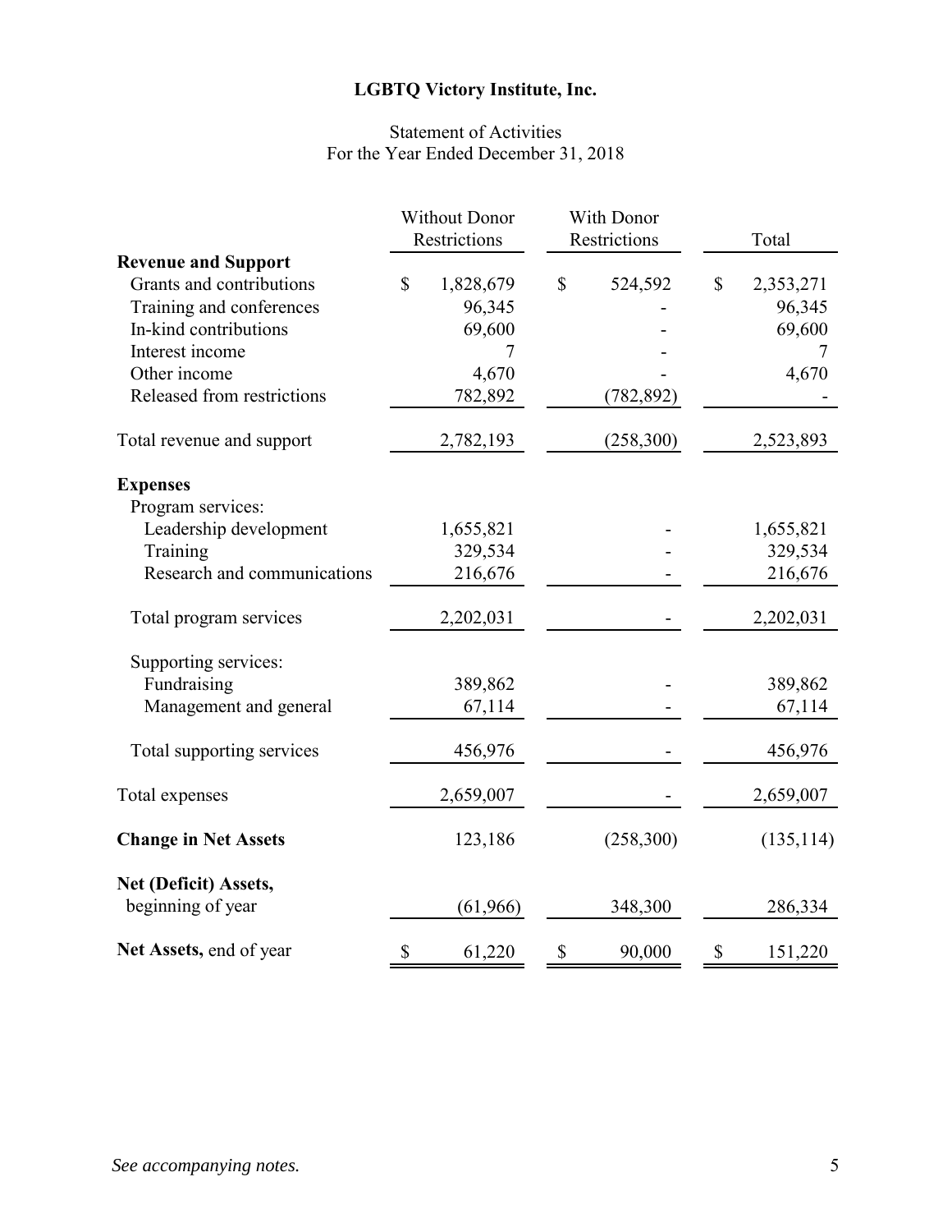# LGBTQ Victory Institute, Inc.

## Statement of Activities
For the Year Ended December 31, 2018

| | Without Donor Restrictions | With Donor Restrictions | Total |
|---|---|---|---|
| **Revenue and Support** | | | |
| Grants and contributions | $ 1,828,679 | $ 524,592 | $ 2,353,271 |
| Training and conferences | 96,345 | - | 96,345 |
| In-kind contributions | 69,600 | - | 69,600 |
| Interest income | 7 | - | 7 |
| Other income | 4,670 | - | 4,670 |
| Released from restrictions | 782,892 | (782,892) | - |
| Total revenue and support | 2,782,193 | (258,300) | 2,523,893 |
| **Expenses** | | | |
| Program services: | | | |
| Leadership development | 1,655,821 | - | 1,655,821 |
| Training | 329,534 | - | 329,534 |
| Research and communications | 216,676 | - | 216,676 |
| Total program services | 2,202,031 | - | 2,202,031 |
| Supporting services: | | | |
| Fundraising | 389,862 | - | 389,862 |
| Management and general | 67,114 | - | 67,114 |
| Total supporting services | 456,976 | - | 456,976 |
| Total expenses | 2,659,007 | - | 2,659,007 |
| **Change in Net Assets** | 123,186 | (258,300) | (135,114) |
| **Net (Deficit) Assets,** beginning of year | (61,966) | 348,300 | 286,334 |
| **Net Assets,** end of year | $ 61,220 | $ 90,000 | $ 151,220 |

*See accompanying notes.*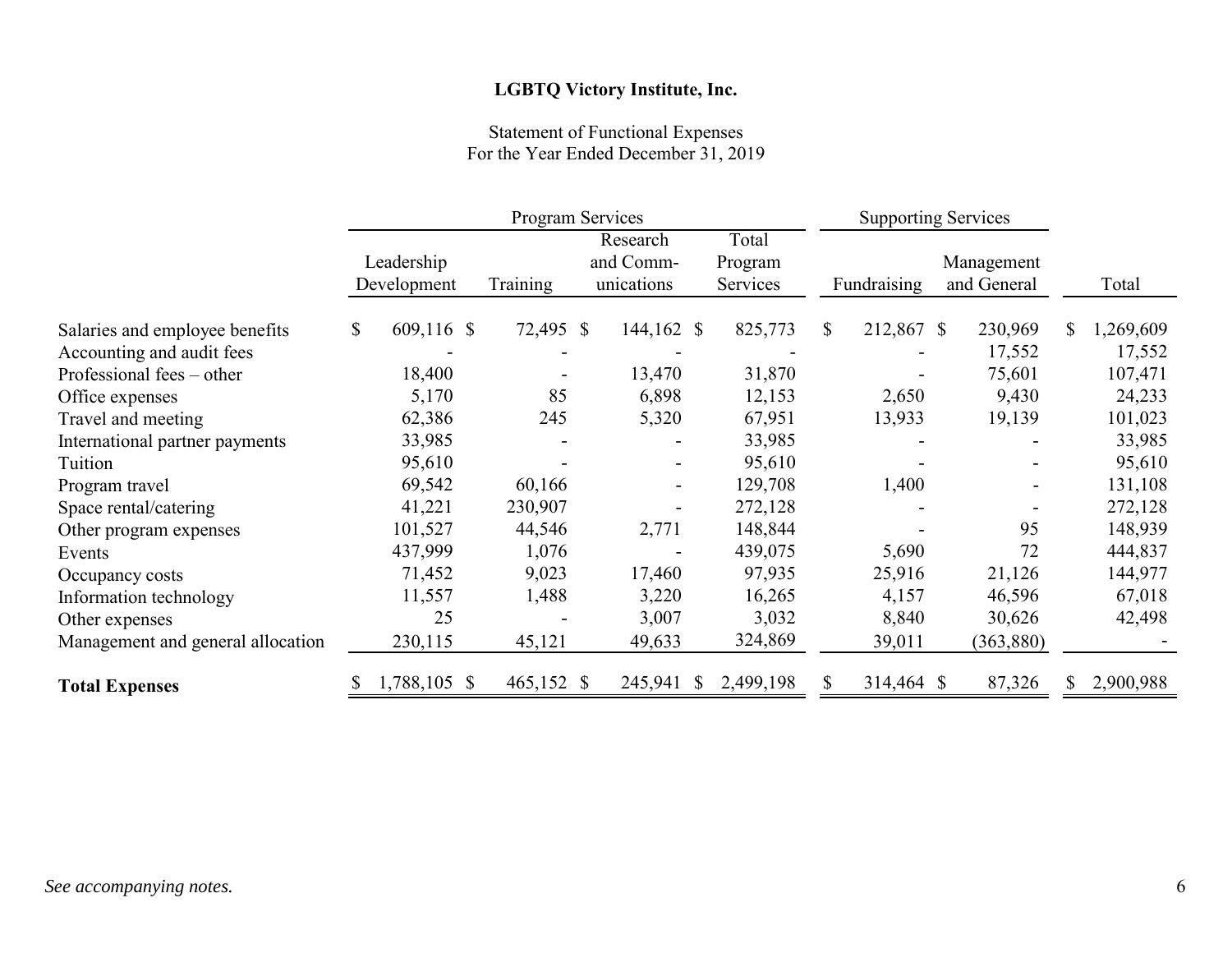# LGBTQ Victory Institute, Inc.

Statement of Functional Expenses
For the Year Ended December 31, 2019

| | Program Services | | | | Supporting Services | | |
|---|---|---|---|---|---|---|---|
| | Leadership Development | Training | Research and Communications | Total Program Services | Fundraising | Management and General | Total |
| Salaries and employee benefits | $ 609,116 | $ 72,495 | $ 144,162 | $ 825,773 | $ 212,867 | $ 230,969 | $ 1,269,609 |
| Accounting and audit fees | - | - | - | - | - | 17,552 | 17,552 |
| Professional fees – other | 18,400 | - | 13,470 | 31,870 | - | 75,601 | 107,471 |
| Office expenses | 5,170 | 85 | 6,898 | 12,153 | 2,650 | 9,430 | 24,233 |
| Travel and meeting | 62,386 | 245 | 5,320 | 67,951 | 13,933 | 19,139 | 101,023 |
| International partner payments | 33,985 | - | - | 33,985 | - | - | 33,985 |
| Tuition | 95,610 | - | - | 95,610 | - | - | 95,610 |
| Program travel | 69,542 | 60,166 | - | 129,708 | 1,400 | - | 131,108 |
| Space rental/catering | 41,221 | 230,907 | - | 272,128 | - | - | 272,128 |
| Other program expenses | 101,527 | 44,546 | 2,771 | 148,844 | - | 95 | 148,939 |
| Events | 437,999 | 1,076 | - | 439,075 | 5,690 | 72 | 444,837 |
| Occupancy costs | 71,452 | 9,023 | 17,460 | 97,935 | 25,916 | 21,126 | 144,977 |
| Information technology | 11,557 | 1,488 | 3,220 | 16,265 | 4,157 | 46,596 | 67,018 |
| Other expenses | 25 | - | 3,007 | 3,032 | 8,840 | 30,626 | 42,498 |
| Management and general allocation | 230,115 | 45,121 | 49,633 | 324,869 | 39,011 | (363,880) | - |
| **Total Expenses** | $ 1,788,105 | $ 465,152 | $ 245,941 | $ 2,499,198 | $ 314,464 | $ 87,326 | $ 2,900,988 |

*See accompanying notes.*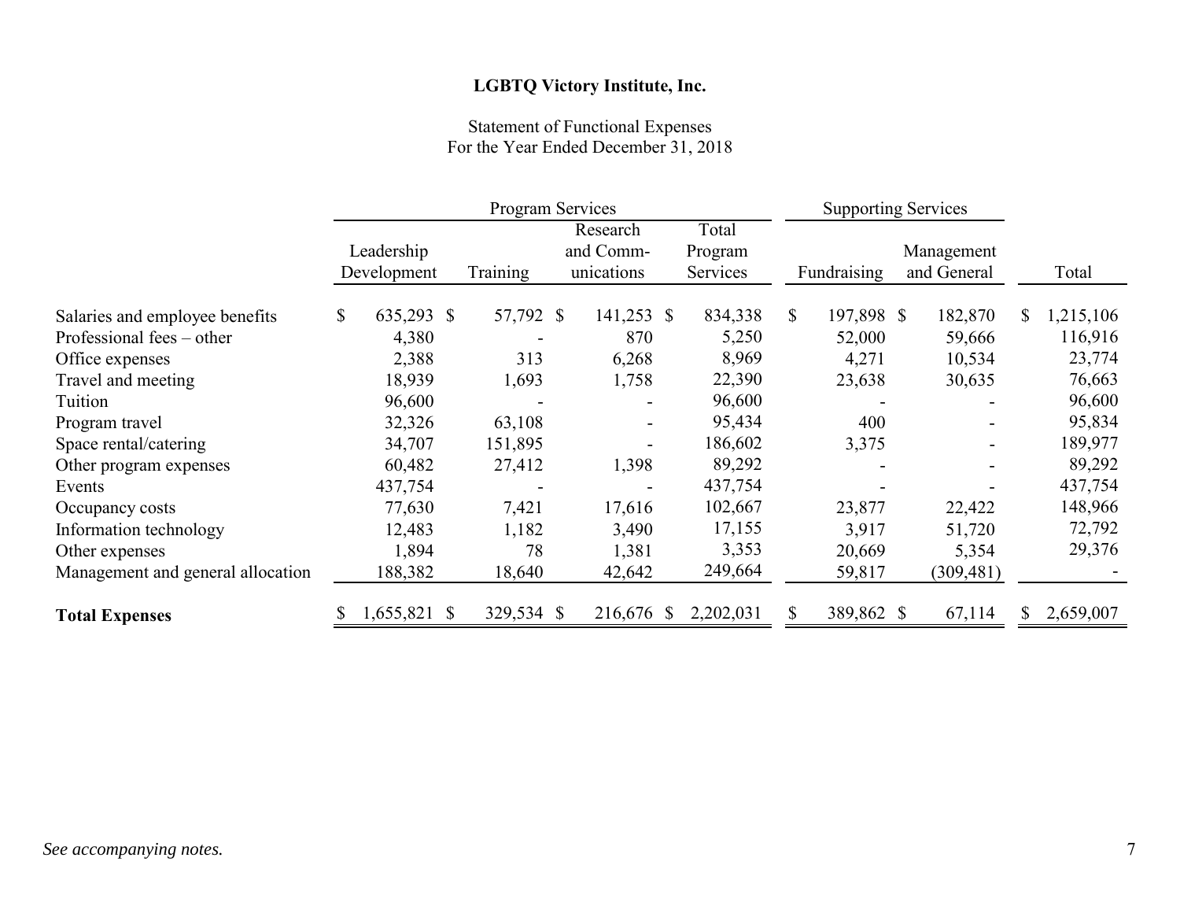**LGBTQ Victory Institute, Inc.**

Statement of Functional Expenses
For the Year Ended December 31, 2018

| | Program Services | | | | Supporting Services | | |
|---|---|---|---|---|---|---|---|
| | Leadership Development | Training | Research and Communications | Total Program Services | Fundraising | Management and General | Total |
| Salaries and employee benefits | $ 635,293 | $ 57,792 | $ 141,253 | $ 834,338 | $ 197,898 | $ 182,870 | $ 1,215,106 |
| Professional fees – other | 4,380 | - | 870 | 5,250 | 52,000 | 59,666 | 116,916 |
| Office expenses | 2,388 | 313 | 6,268 | 8,969 | 4,271 | 10,534 | 23,774 |
| Travel and meeting | 18,939 | 1,693 | 1,758 | 22,390 | 23,638 | 30,635 | 76,663 |
| Tuition | 96,600 | - | - | 96,600 | - | - | 96,600 |
| Program travel | 32,326 | 63,108 | - | 95,434 | 400 | - | 95,834 |
| Space rental/catering | 34,707 | 151,895 | - | 186,602 | 3,375 | - | 189,977 |
| Other program expenses | 60,482 | 27,412 | 1,398 | 89,292 | - | - | 89,292 |
| Events | 437,754 | - | - | 437,754 | - | - | 437,754 |
| Occupancy costs | 77,630 | 7,421 | 17,616 | 102,667 | 23,877 | 22,422 | 148,966 |
| Information technology | 12,483 | 1,182 | 3,490 | 17,155 | 3,917 | 51,720 | 72,792 |
| Other expenses | 1,894 | 78 | 1,381 | 3,353 | 20,669 | 5,354 | 29,376 |
| Management and general allocation | 188,382 | 18,640 | 42,642 | 249,664 | 59,817 | (309,481) | - |
| **Total Expenses** | $ 1,655,821 | $ 329,534 | $ 216,676 | $ 2,202,031 | $ 389,862 | $ 67,114 | $ 2,659,007 |

*See accompanying notes.*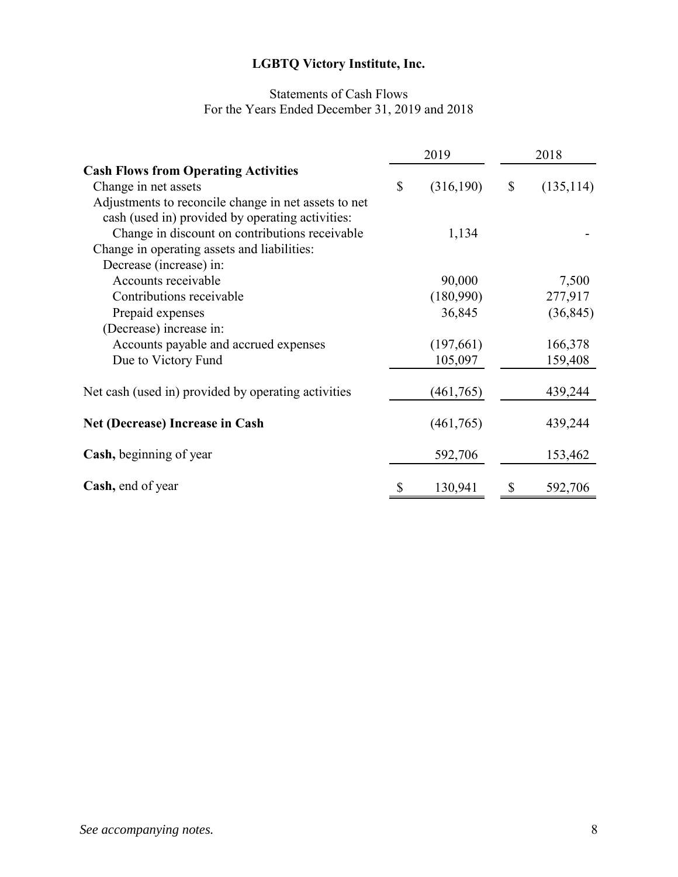# LGBTQ Victory Institute, Inc.

Statements of Cash Flows
For the Years Ended December 31, 2019 and 2018

| | 2019 | 2018 |
|---|---|---|
| **Cash Flows from Operating Activities** | | |
| Change in net assets | $ (316,190) | $ (135,114) |
| Adjustments to reconcile change in net assets to net cash (used in) provided by operating activities: | | |
| Change in discount on contributions receivable | 1,134 | - |
| Change in operating assets and liabilities: | | |
| Decrease (increase) in: | | |
| Accounts receivable | 90,000 | 7,500 |
| Contributions receivable | (180,990) | 277,917 |
| Prepaid expenses | 36,845 | (36,845) |
| (Decrease) increase in: | | |
| Accounts payable and accrued expenses | (197,661) | 166,378 |
| Due to Victory Fund | 105,097 | 159,408 |
| Net cash (used in) provided by operating activities | (461,765) | 439,244 |
| **Net (Decrease) Increase in Cash** | (461,765) | 439,244 |
| **Cash,** beginning of year | 592,706 | 153,462 |
| **Cash,** end of year | $ 130,941 | $ 592,706 |

*See accompanying notes.*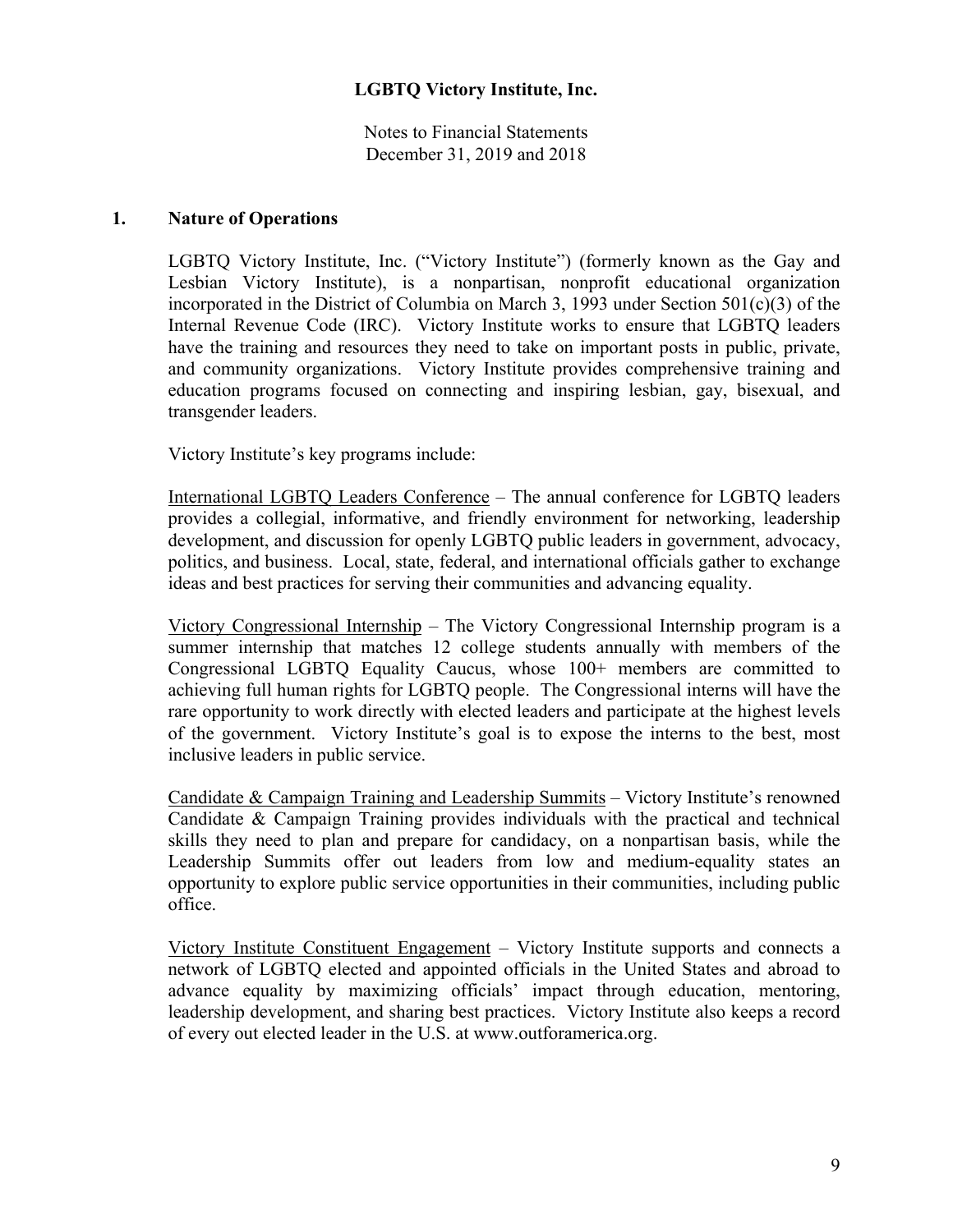# LGBTQ Victory Institute, Inc.

Notes to Financial Statements
December 31, 2019 and 2018

## 1. Nature of Operations

LGBTQ Victory Institute, Inc. ("Victory Institute") (formerly known as the Gay and Lesbian Victory Institute), is a nonpartisan, nonprofit educational organization incorporated in the District of Columbia on March 3, 1993 under Section 501(c)(3) of the Internal Revenue Code (IRC). Victory Institute works to ensure that LGBTQ leaders have the training and resources they need to take on important posts in public, private, and community organizations. Victory Institute provides comprehensive training and education programs focused on connecting and inspiring lesbian, gay, bisexual, and transgender leaders.

Victory Institute's key programs include:

International LGBTQ Leaders Conference – The annual conference for LGBTQ leaders provides a collegial, informative, and friendly environment for networking, leadership development, and discussion for openly LGBTQ public leaders in government, advocacy, politics, and business. Local, state, federal, and international officials gather to exchange ideas and best practices for serving their communities and advancing equality.

Victory Congressional Internship – The Victory Congressional Internship program is a summer internship that matches 12 college students annually with members of the Congressional LGBTQ Equality Caucus, whose 100+ members are committed to achieving full human rights for LGBTQ people. The Congressional interns will have the rare opportunity to work directly with elected leaders and participate at the highest levels of the government. Victory Institute's goal is to expose the interns to the best, most inclusive leaders in public service.

Candidate & Campaign Training and Leadership Summits – Victory Institute's renowned Candidate & Campaign Training provides individuals with the practical and technical skills they need to plan and prepare for candidacy, on a nonpartisan basis, while the Leadership Summits offer out leaders from low and medium-equality states an opportunity to explore public service opportunities in their communities, including public office.

Victory Institute Constituent Engagement – Victory Institute supports and connects a network of LGBTQ elected and appointed officials in the United States and abroad to advance equality by maximizing officials' impact through education, mentoring, leadership development, and sharing best practices. Victory Institute also keeps a record of every out elected leader in the U.S. at www.outforamerica.org.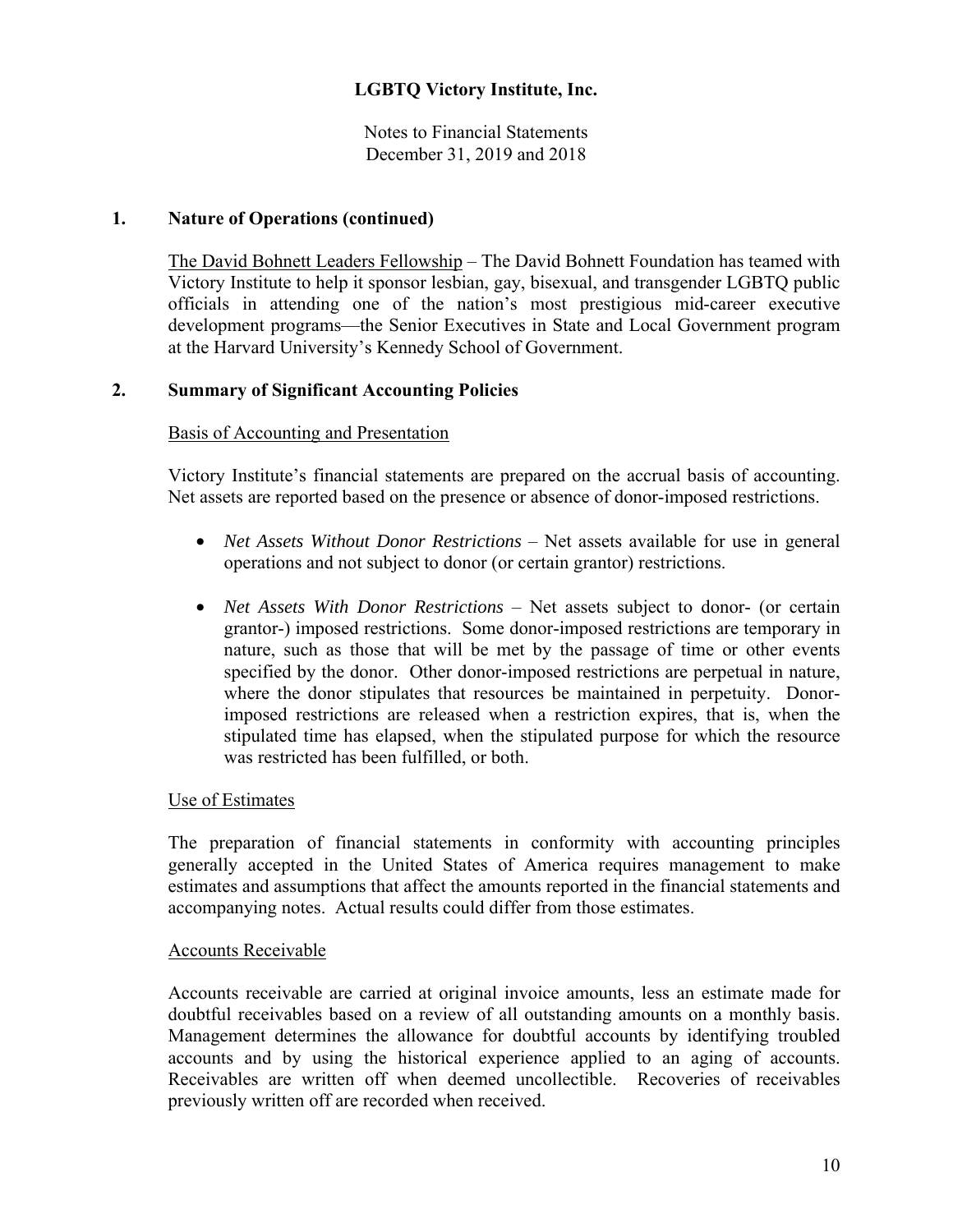## 1. Nature of Operations (continued)

The David Bohnett Leaders Fellowship – The David Bohnett Foundation has teamed with Victory Institute to help it sponsor lesbian, gay, bisexual, and transgender LGBTQ public officials in attending one of the nation's most prestigious mid-career executive development programs—the Senior Executives in State and Local Government program at the Harvard University's Kennedy School of Government.

## 2. Summary of Significant Accounting Policies

### Basis of Accounting and Presentation

Victory Institute's financial statements are prepared on the accrual basis of accounting. Net assets are reported based on the presence or absence of donor-imposed restrictions.

- *Net Assets Without Donor Restrictions* – Net assets available for use in general operations and not subject to donor (or certain grantor) restrictions.
- *Net Assets With Donor Restrictions* – Net assets subject to donor- (or certain grantor-) imposed restrictions. Some donor-imposed restrictions are temporary in nature, such as those that will be met by the passage of time or other events specified by the donor. Other donor-imposed restrictions are perpetual in nature, where the donor stipulates that resources be maintained in perpetuity. Donor-imposed restrictions are released when a restriction expires, that is, when the stipulated time has elapsed, when the stipulated purpose for which the resource was restricted has been fulfilled, or both.

### Use of Estimates

The preparation of financial statements in conformity with accounting principles generally accepted in the United States of America requires management to make estimates and assumptions that affect the amounts reported in the financial statements and accompanying notes. Actual results could differ from those estimates.

### Accounts Receivable

Accounts receivable are carried at original invoice amounts, less an estimate made for doubtful receivables based on a review of all outstanding amounts on a monthly basis. Management determines the allowance for doubtful accounts by identifying troubled accounts and by using the historical experience applied to an aging of accounts. Receivables are written off when deemed uncollectible. Recoveries of receivables previously written off are recorded when received.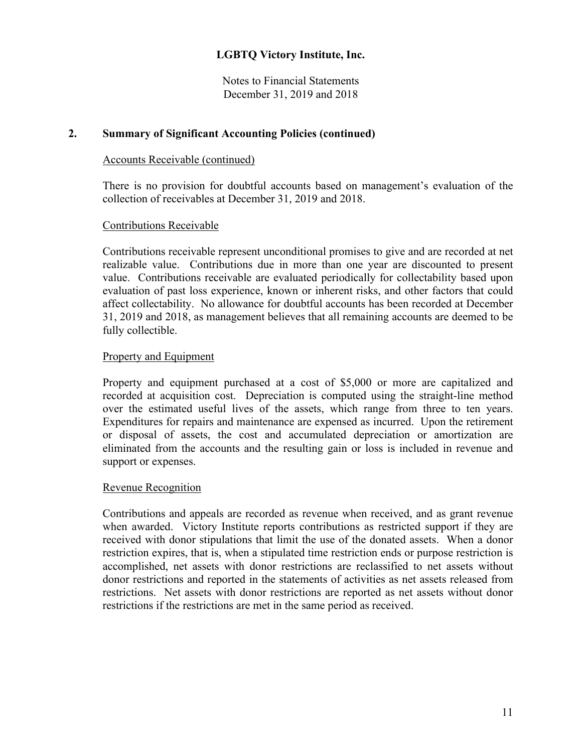## 2. Summary of Significant Accounting Policies (continued)

### Accounts Receivable (continued)

There is no provision for doubtful accounts based on management's evaluation of the collection of receivables at December 31, 2019 and 2018.

### Contributions Receivable

Contributions receivable represent unconditional promises to give and are recorded at net realizable value. Contributions due in more than one year are discounted to present value. Contributions receivable are evaluated periodically for collectability based upon evaluation of past loss experience, known or inherent risks, and other factors that could affect collectability. No allowance for doubtful accounts has been recorded at December 31, 2019 and 2018, as management believes that all remaining accounts are deemed to be fully collectible.

### Property and Equipment

Property and equipment purchased at a cost of $5,000 or more are capitalized and recorded at acquisition cost. Depreciation is computed using the straight-line method over the estimated useful lives of the assets, which range from three to ten years. Expenditures for repairs and maintenance are expensed as incurred. Upon the retirement or disposal of assets, the cost and accumulated depreciation or amortization are eliminated from the accounts and the resulting gain or loss is included in revenue and support or expenses.

### Revenue Recognition

Contributions and appeals are recorded as revenue when received, and as grant revenue when awarded. Victory Institute reports contributions as restricted support if they are received with donor stipulations that limit the use of the donated assets. When a donor restriction expires, that is, when a stipulated time restriction ends or purpose restriction is accomplished, net assets with donor restrictions are reclassified to net assets without donor restrictions and reported in the statements of activities as net assets released from restrictions. Net assets with donor restrictions are reported as net assets without donor restrictions if the restrictions are met in the same period as received.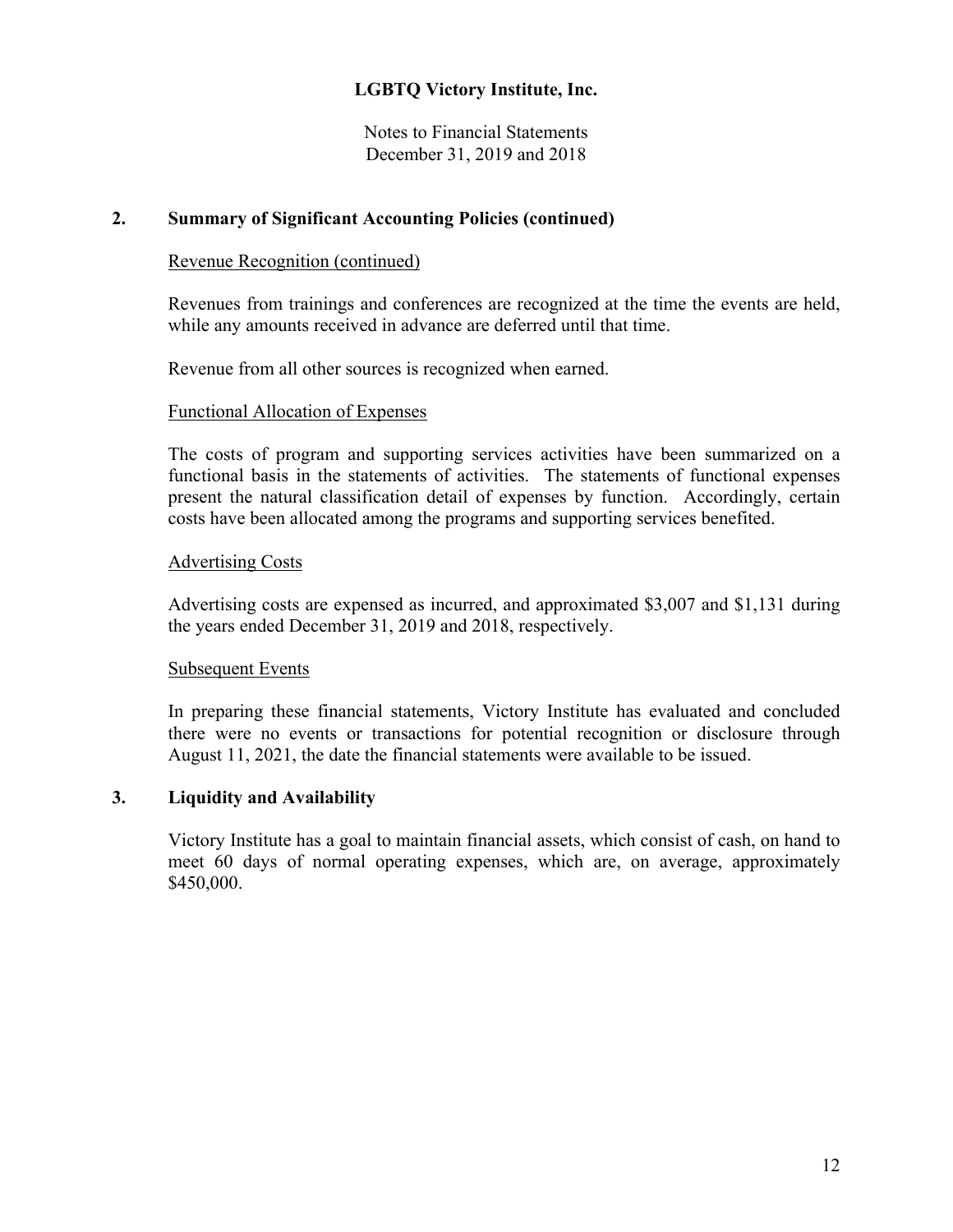**LGBTQ Victory Institute, Inc.**

Notes to Financial Statements
December 31, 2019 and 2018

## 2. Summary of Significant Accounting Policies (continued)

Revenue Recognition (continued)

Revenues from trainings and conferences are recognized at the time the events are held, while any amounts received in advance are deferred until that time.

Revenue from all other sources is recognized when earned.

Functional Allocation of Expenses

The costs of program and supporting services activities have been summarized on a functional basis in the statements of activities. The statements of functional expenses present the natural classification detail of expenses by function. Accordingly, certain costs have been allocated among the programs and supporting services benefited.

Advertising Costs

Advertising costs are expensed as incurred, and approximated $3,007 and $1,131 during the years ended December 31, 2019 and 2018, respectively.

Subsequent Events

In preparing these financial statements, Victory Institute has evaluated and concluded there were no events or transactions for potential recognition or disclosure through August 11, 2021, the date the financial statements were available to be issued.

## 3. Liquidity and Availability

Victory Institute has a goal to maintain financial assets, which consist of cash, on hand to meet 60 days of normal operating expenses, which are, on average, approximately $450,000.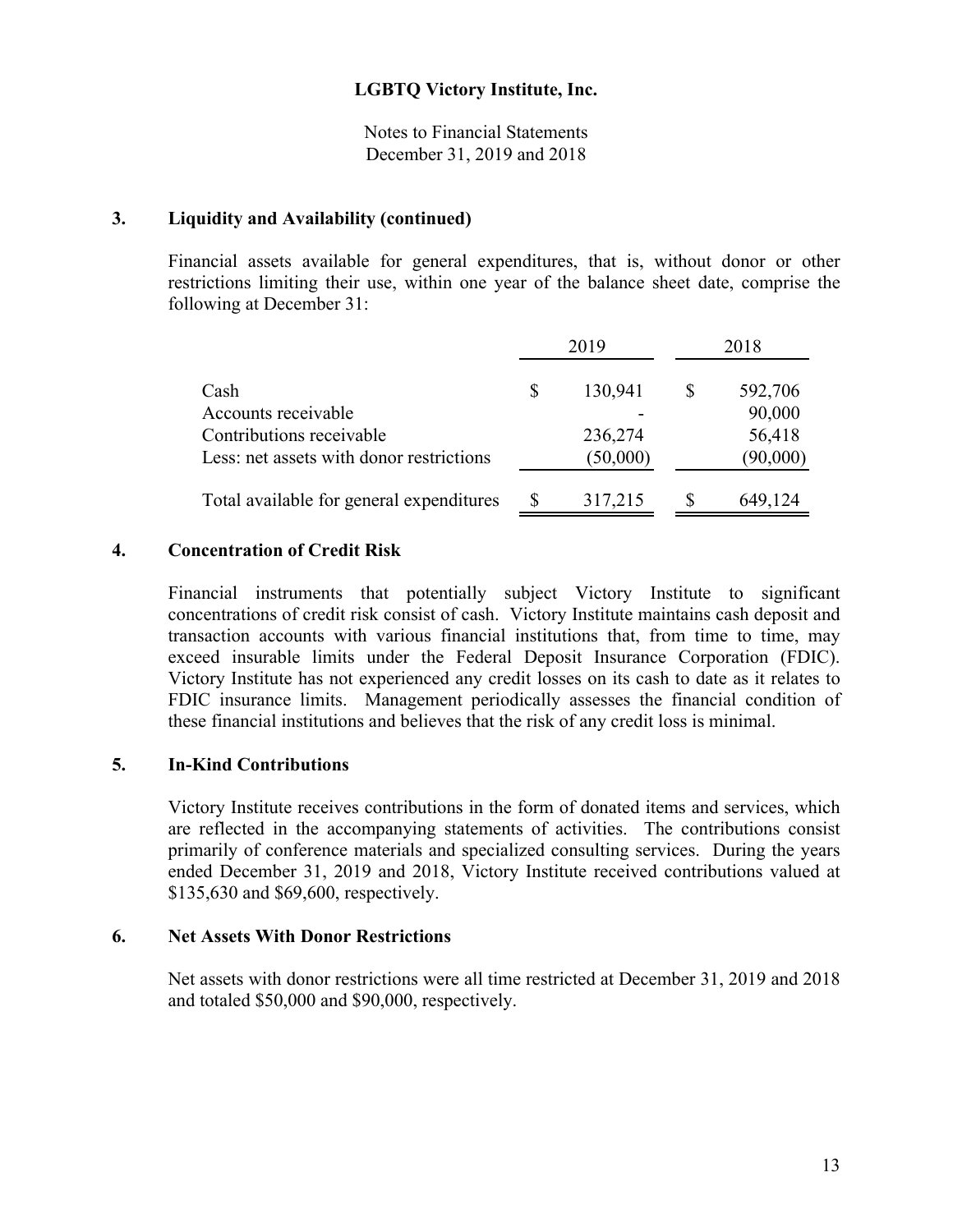# LGBTQ Victory Institute, Inc.

Notes to Financial Statements
December 31, 2019 and 2018

## 3. Liquidity and Availability (continued)

Financial assets available for general expenditures, that is, without donor or other restrictions limiting their use, within one year of the balance sheet date, comprise the following at December 31:

| | 2019 | 2018 |
|---|---|---|
| Cash | $ 130,941 | $ 592,706 |
| Accounts receivable | - | 90,000 |
| Contributions receivable | 236,274 | 56,418 |
| Less: net assets with donor restrictions | (50,000) | (90,000) |
| Total available for general expenditures | $ 317,215 | $ 649,124 |

## 4. Concentration of Credit Risk

Financial instruments that potentially subject Victory Institute to significant concentrations of credit risk consist of cash. Victory Institute maintains cash deposit and transaction accounts with various financial institutions that, from time to time, may exceed insurable limits under the Federal Deposit Insurance Corporation (FDIC). Victory Institute has not experienced any credit losses on its cash to date as it relates to FDIC insurance limits. Management periodically assesses the financial condition of these financial institutions and believes that the risk of any credit loss is minimal.

## 5. In-Kind Contributions

Victory Institute receives contributions in the form of donated items and services, which are reflected in the accompanying statements of activities. The contributions consist primarily of conference materials and specialized consulting services. During the years ended December 31, 2019 and 2018, Victory Institute received contributions valued at $135,630 and $69,600, respectively.

## 6. Net Assets With Donor Restrictions

Net assets with donor restrictions were all time restricted at December 31, 2019 and 2018 and totaled $50,000 and $90,000, respectively.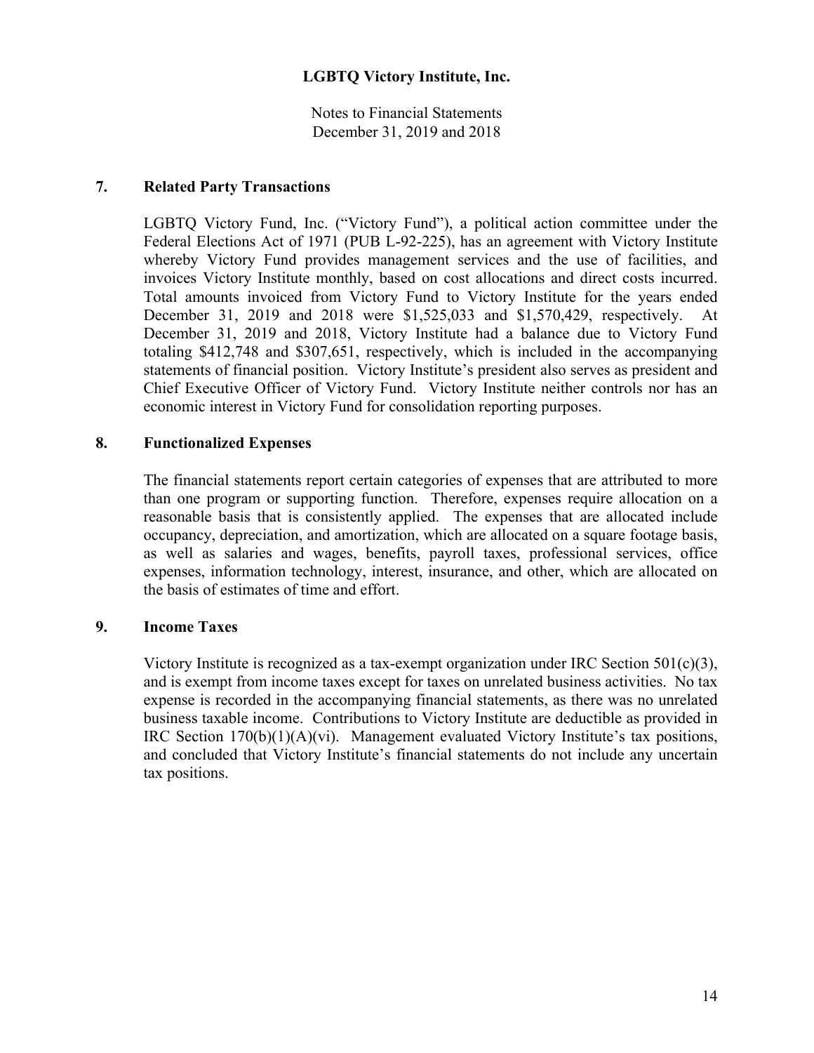**LGBTQ Victory Institute, Inc.**

Notes to Financial Statements
December 31, 2019 and 2018

## 7. Related Party Transactions

LGBTQ Victory Fund, Inc. ("Victory Fund"), a political action committee under the Federal Elections Act of 1971 (PUB L-92-225), has an agreement with Victory Institute whereby Victory Fund provides management services and the use of facilities, and invoices Victory Institute monthly, based on cost allocations and direct costs incurred. Total amounts invoiced from Victory Fund to Victory Institute for the years ended December 31, 2019 and 2018 were $1,525,033 and $1,570,429, respectively. At December 31, 2019 and 2018, Victory Institute had a balance due to Victory Fund totaling $412,748 and $307,651, respectively, which is included in the accompanying statements of financial position. Victory Institute's president also serves as president and Chief Executive Officer of Victory Fund. Victory Institute neither controls nor has an economic interest in Victory Fund for consolidation reporting purposes.

## 8. Functionalized Expenses

The financial statements report certain categories of expenses that are attributed to more than one program or supporting function. Therefore, expenses require allocation on a reasonable basis that is consistently applied. The expenses that are allocated include occupancy, depreciation, and amortization, which are allocated on a square footage basis, as well as salaries and wages, benefits, payroll taxes, professional services, office expenses, information technology, interest, insurance, and other, which are allocated on the basis of estimates of time and effort.

## 9. Income Taxes

Victory Institute is recognized as a tax-exempt organization under IRC Section 501(c)(3), and is exempt from income taxes except for taxes on unrelated business activities. No tax expense is recorded in the accompanying financial statements, as there was no unrelated business taxable income. Contributions to Victory Institute are deductible as provided in IRC Section 170(b)(1)(A)(vi). Management evaluated Victory Institute's tax positions, and concluded that Victory Institute's financial statements do not include any uncertain tax positions.